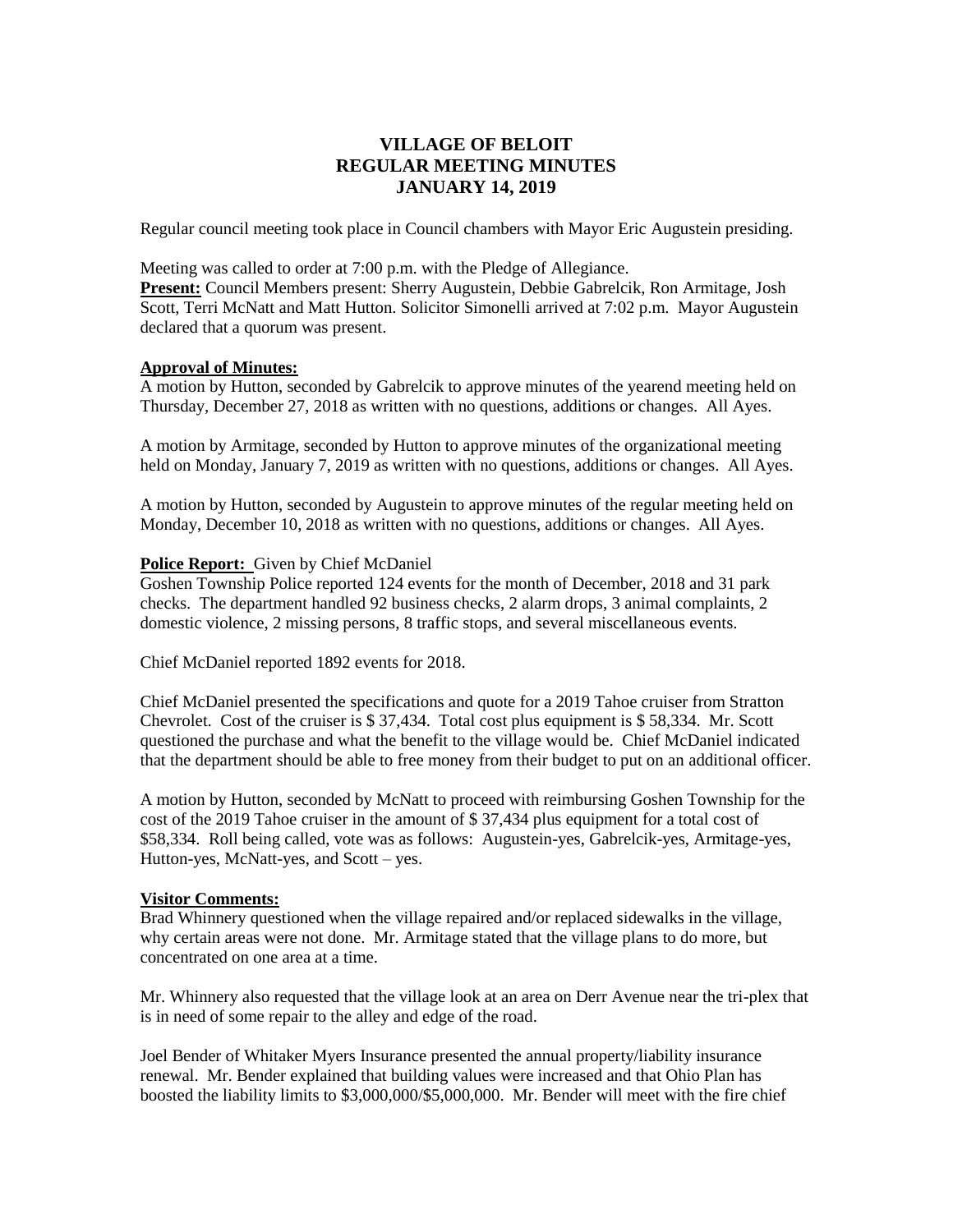# VILLAGE OF BELOIT
## REGULAR MEETING MINUTES
## JANUARY 14, 2019

Regular council meeting took place in Council chambers with Mayor Eric Augustein presiding.

Meeting was called to order at 7:00 p.m. with the Pledge of Allegiance.
**Present:** Council Members present: Sherry Augustein, Debbie Gabrelcik, Ron Armitage, Josh Scott, Terri McNatt and Matt Hutton. Solicitor Simonelli arrived at 7:02 p.m. Mayor Augustein declared that a quorum was present.

**Approval of Minutes:**
A motion by Hutton, seconded by Gabrelcik to approve minutes of the yearend meeting held on Thursday, December 27, 2018 as written with no questions, additions or changes. All Ayes.

A motion by Armitage, seconded by Hutton to approve minutes of the organizational meeting held on Monday, January 7, 2019 as written with no questions, additions or changes. All Ayes.

A motion by Hutton, seconded by Augustein to approve minutes of the regular meeting held on Monday, December 10, 2018 as written with no questions, additions or changes. All Ayes.

**Police Report:** Given by Chief McDaniel
Goshen Township Police reported 124 events for the month of December, 2018 and 31 park checks. The department handled 92 business checks, 2 alarm drops, 3 animal complaints, 2 domestic violence, 2 missing persons, 8 traffic stops, and several miscellaneous events.

Chief McDaniel reported 1892 events for 2018.

Chief McDaniel presented the specifications and quote for a 2019 Tahoe cruiser from Stratton Chevrolet. Cost of the cruiser is $ 37,434. Total cost plus equipment is $ 58,334. Mr. Scott questioned the purchase and what the benefit to the village would be. Chief McDaniel indicated that the department should be able to free money from their budget to put on an additional officer.

A motion by Hutton, seconded by McNatt to proceed with reimbursing Goshen Township for the cost of the 2019 Tahoe cruiser in the amount of $ 37,434 plus equipment for a total cost of $58,334. Roll being called, vote was as follows: Augustein-yes, Gabrelcik-yes, Armitage-yes, Hutton-yes, McNatt-yes, and Scott – yes.

**Visitor Comments:**
Brad Whinnery questioned when the village repaired and/or replaced sidewalks in the village, why certain areas were not done. Mr. Armitage stated that the village plans to do more, but concentrated on one area at a time.

Mr. Whinnery also requested that the village look at an area on Derr Avenue near the tri-plex that is in need of some repair to the alley and edge of the road.

Joel Bender of Whitaker Myers Insurance presented the annual property/liability insurance renewal. Mr. Bender explained that building values were increased and that Ohio Plan has boosted the liability limits to $3,000,000/$5,000,000. Mr. Bender will meet with the fire chief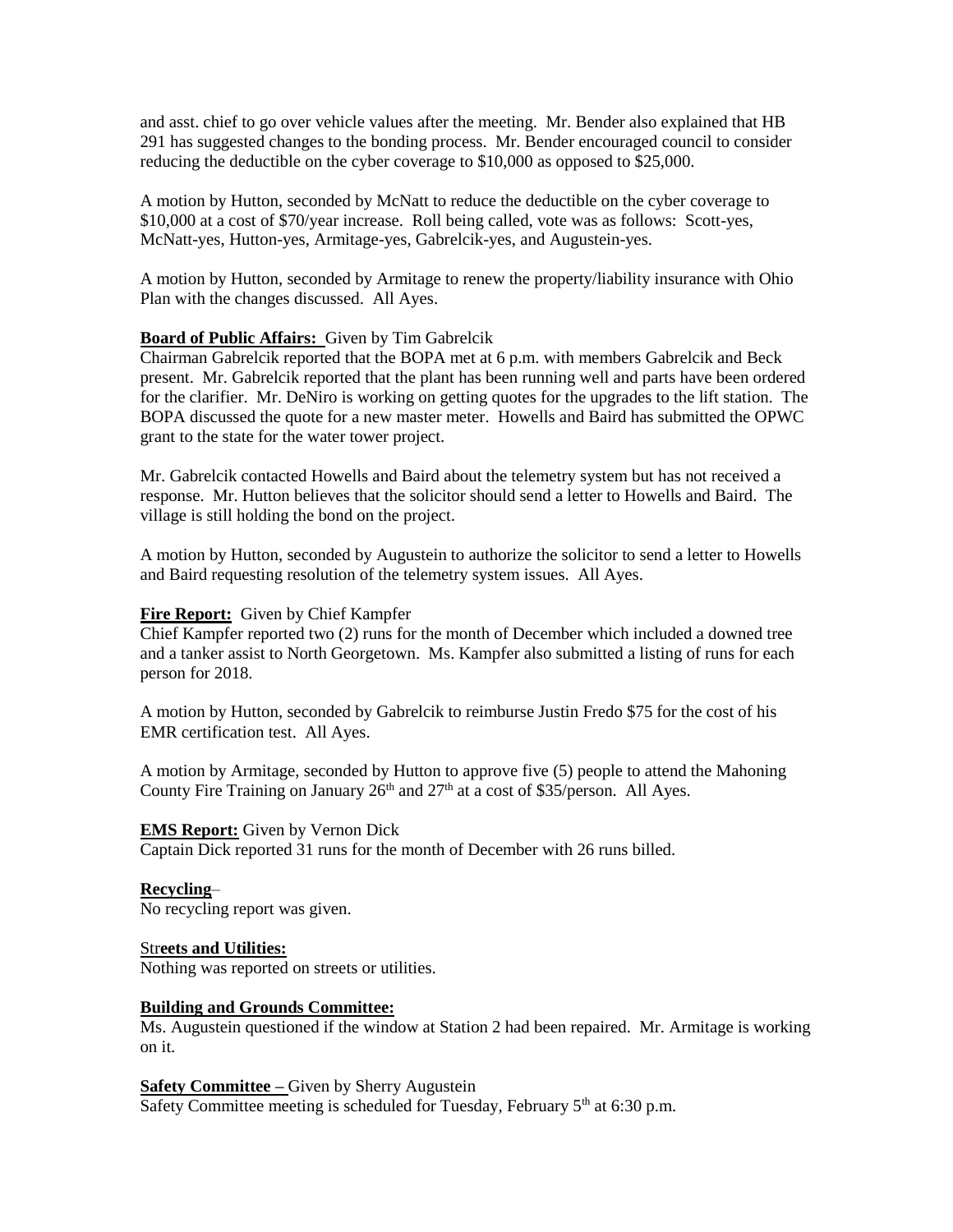and asst. chief to go over vehicle values after the meeting. Mr. Bender also explained that HB 291 has suggested changes to the bonding process. Mr. Bender encouraged council to consider reducing the deductible on the cyber coverage to $10,000 as opposed to $25,000.

A motion by Hutton, seconded by McNatt to reduce the deductible on the cyber coverage to $10,000 at a cost of $70/year increase. Roll being called, vote was as follows: Scott-yes, McNatt-yes, Hutton-yes, Armitage-yes, Gabrelcik-yes, and Augustein-yes.

A motion by Hutton, seconded by Armitage to renew the property/liability insurance with Ohio Plan with the changes discussed. All Ayes.

**Board of Public Affairs:** Given by Tim Gabrelcik
Chairman Gabrelcik reported that the BOPA met at 6 p.m. with members Gabrelcik and Beck present. Mr. Gabrelcik reported that the plant has been running well and parts have been ordered for the clarifier. Mr. DeNiro is working on getting quotes for the upgrades to the lift station. The BOPA discussed the quote for a new master meter. Howells and Baird has submitted the OPWC grant to the state for the water tower project.

Mr. Gabrelcik contacted Howells and Baird about the telemetry system but has not received a response. Mr. Hutton believes that the solicitor should send a letter to Howells and Baird. The village is still holding the bond on the project.

A motion by Hutton, seconded by Augustein to authorize the solicitor to send a letter to Howells and Baird requesting resolution of the telemetry system issues. All Ayes.

**Fire Report:** Given by Chief Kampfer
Chief Kampfer reported two (2) runs for the month of December which included a downed tree and a tanker assist to North Georgetown. Ms. Kampfer also submitted a listing of runs for each person for 2018.

A motion by Hutton, seconded by Gabrelcik to reimburse Justin Fredo $75 for the cost of his EMR certification test. All Ayes.

A motion by Armitage, seconded by Hutton to approve five (5) people to attend the Mahoning County Fire Training on January 26th and 27th at a cost of $35/person. All Ayes.

**EMS Report:** Given by Vernon Dick
Captain Dick reported 31 runs for the month of December with 26 runs billed.

**Recycling**–
No recycling report was given.

**Streets and Utilities:**
Nothing was reported on streets or utilities.

**Building and Grounds Committee:**
Ms. Augustein questioned if the window at Station 2 had been repaired. Mr. Armitage is working on it.

**Safety Committee –** Given by Sherry Augustein
Safety Committee meeting is scheduled for Tuesday, February 5th at 6:30 p.m.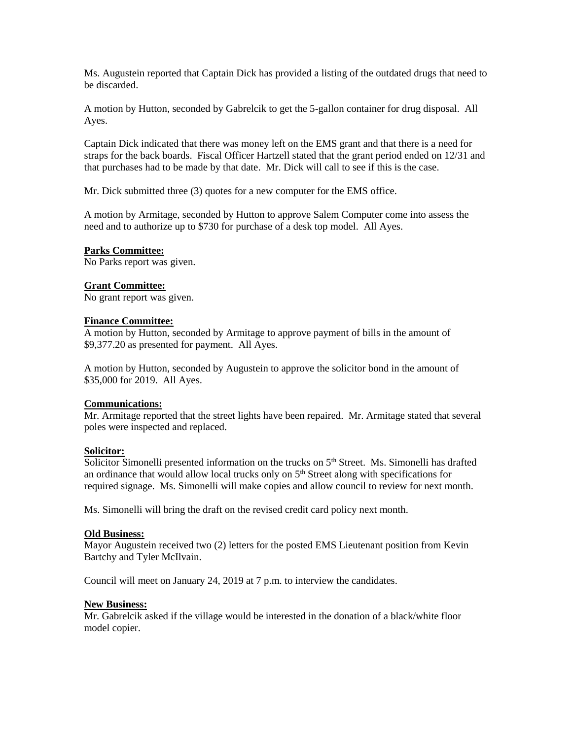Ms. Augustein reported that Captain Dick has provided a listing of the outdated drugs that need to be discarded.

A motion by Hutton, seconded by Gabrelcik to get the 5-gallon container for drug disposal. All Ayes.

Captain Dick indicated that there was money left on the EMS grant and that there is a need for straps for the back boards. Fiscal Officer Hartzell stated that the grant period ended on 12/31 and that purchases had to be made by that date. Mr. Dick will call to see if this is the case.

Mr. Dick submitted three (3) quotes for a new computer for the EMS office.

A motion by Armitage, seconded by Hutton to approve Salem Computer come into assess the need and to authorize up to $730 for purchase of a desk top model. All Ayes.

**Parks Committee:**
No Parks report was given.

**Grant Committee:**
No grant report was given.

**Finance Committee:**
A motion by Hutton, seconded by Armitage to approve payment of bills in the amount of $9,377.20 as presented for payment. All Ayes.

A motion by Hutton, seconded by Augustein to approve the solicitor bond in the amount of $35,000 for 2019. All Ayes.

**Communications:**
Mr. Armitage reported that the street lights have been repaired. Mr. Armitage stated that several poles were inspected and replaced.

**Solicitor:**
Solicitor Simonelli presented information on the trucks on 5th Street. Ms. Simonelli has drafted an ordinance that would allow local trucks only on 5th Street along with specifications for required signage. Ms. Simonelli will make copies and allow council to review for next month.

Ms. Simonelli will bring the draft on the revised credit card policy next month.

**Old Business:**
Mayor Augustein received two (2) letters for the posted EMS Lieutenant position from Kevin Bartchy and Tyler McIlvain.

Council will meet on January 24, 2019 at 7 p.m. to interview the candidates.

**New Business:**
Mr. Gabrelcik asked if the village would be interested in the donation of a black/white floor model copier.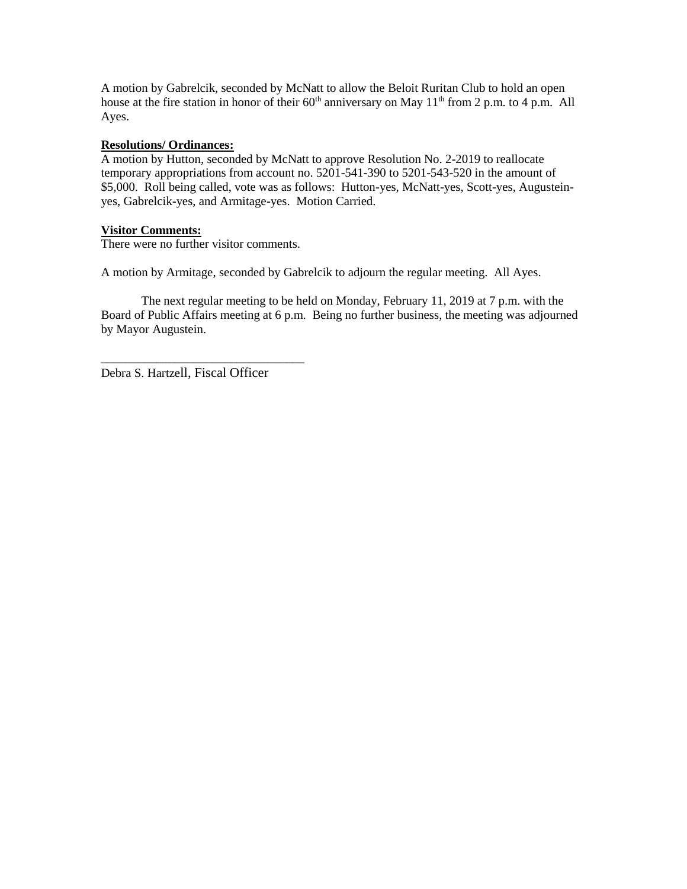A motion by Gabrelcik, seconded by McNatt to allow the Beloit Ruritan Club to hold an open house at the fire station in honor of their 60th anniversary on May 11th from 2 p.m. to 4 p.m. All Ayes.

**Resolutions/ Ordinances:**

A motion by Hutton, seconded by McNatt to approve Resolution No. 2-2019 to reallocate temporary appropriations from account no. 5201-541-390 to 5201-543-520 in the amount of $5,000. Roll being called, vote was as follows: Hutton-yes, McNatt-yes, Scott-yes, Augustein-yes, Gabrelcik-yes, and Armitage-yes. Motion Carried.

**Visitor Comments:**

There were no further visitor comments.

A motion by Armitage, seconded by Gabrelcik to adjourn the regular meeting. All Ayes.

The next regular meeting to be held on Monday, February 11, 2019 at 7 p.m. with the Board of Public Affairs meeting at 6 p.m. Being no further business, the meeting was adjourned by Mayor Augustein.

________________________________

Debra S. Hartzell, Fiscal Officer